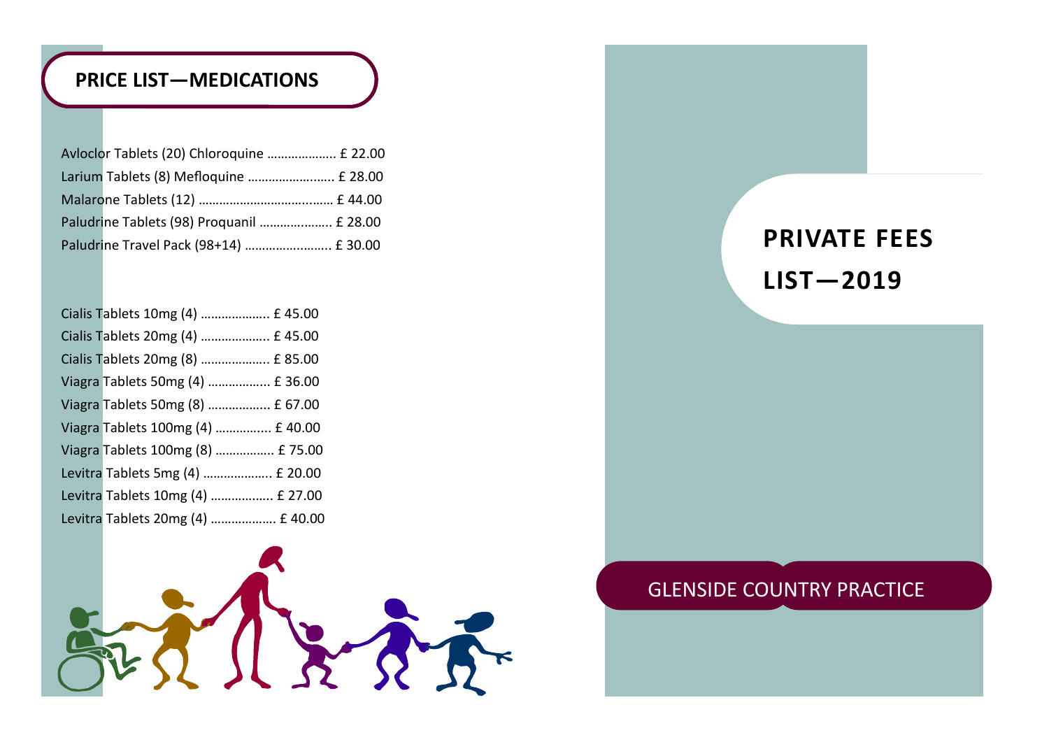## PRICE LIST—MEDICATIONS

Avloclor Tablets (20) Chloroquine ……………….. £ 22.00
Larium Tablets (8) Mefloquine …………………… £ 28.00
Malarone Tablets (12) ………………………….…. £ 44.00
Paludrine Tablets (98) Proquanil ……………….. £ 28.00
Paludrine Travel Pack (98+14) ……………..……. £ 30.00

Cialis Tablets 10mg (4) ……………….. £ 45.00
Cialis Tablets 20mg (4) ……………….. £ 45.00
Cialis Tablets 20mg (8) ……………….. £ 85.00
Viagra Tablets 50mg (4) ……………… £ 36.00
Viagra Tablets 50mg (8) ……………… £ 67.00
Viagra Tablets 100mg (4) ……….….. £ 40.00
Viagra Tablets 100mg (8) ……………. £ 75.00
Levitra Tablets 5mg (4) ……………….. £ 20.00
Levitra Tablets 10mg (4) ……………… £ 27.00
Levitra Tablets 20mg (4) ………….…. £ 40.00

# PRIVATE FEES LIST—2019

GLENSIDE COUNTRY PRACTICE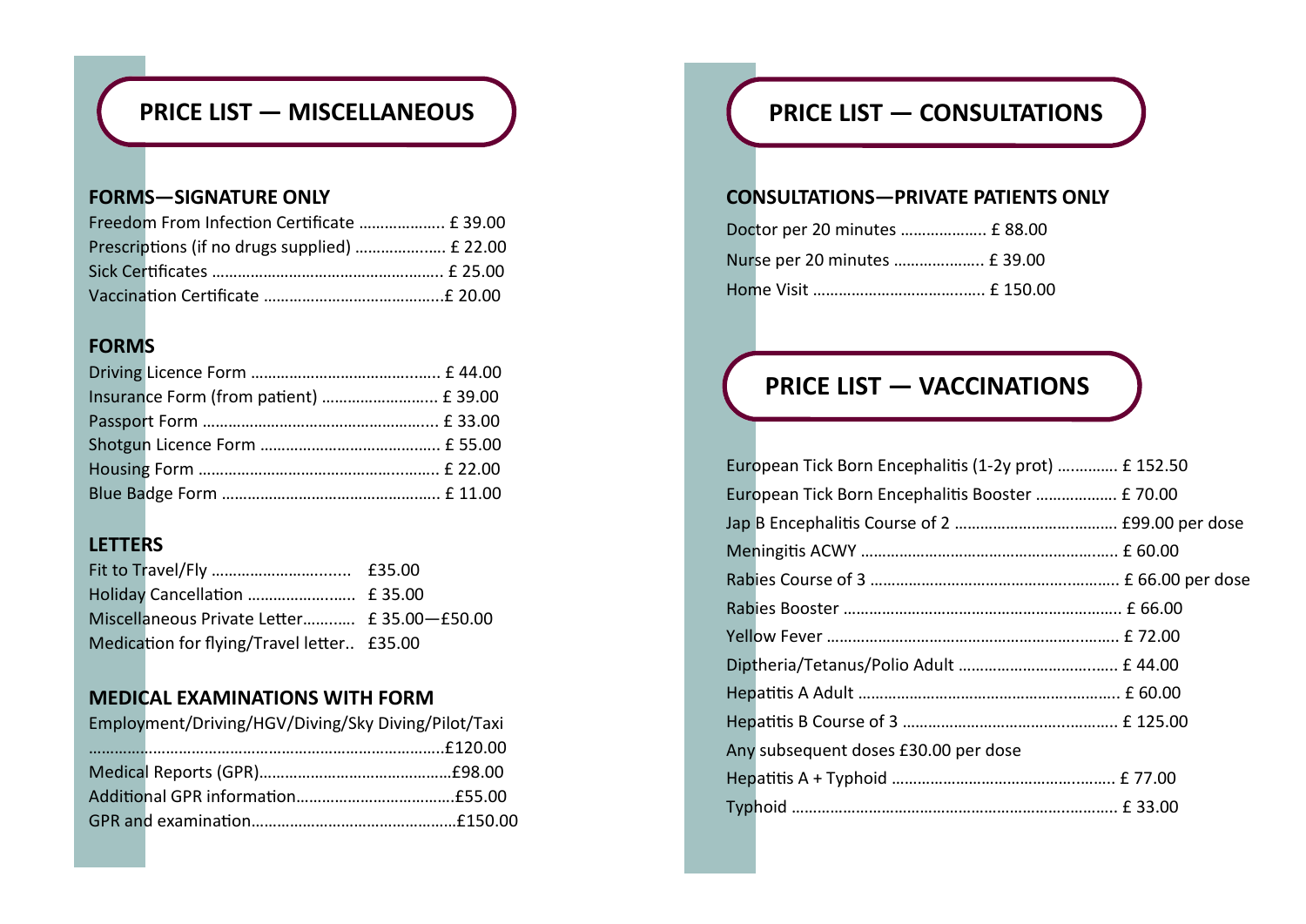# PRICE LIST — MISCELLANEOUS

## FORMS—SIGNATURE ONLY

Freedom From Infection Certificate .................... £ 39.00
Prescriptions (if no drugs supplied) .................... £ 22.00
Sick Certificates ..................................................... £ 25.00
Vaccination Certificate .........................................£ 20.00

## FORMS

Driving Licence Form ........................................... £ 44.00
Insurance Form (from patient) .......................... £ 39.00
Passport Form ...................................................... £ 33.00
Shotgun Licence Form ......................................... £ 55.00
Housing Form ....................................................... £ 22.00
Blue Badge Form .................................................. £ 11.00

## LETTERS

Fit to Travel/Fly .............................. £35.00
Holiday Cancellation ........................ £ 35.00
Miscellaneous Private Letter............ £ 35.00—£50.00
Medication for flying/Travel letter.. £35.00

## MEDICAL EXAMINATIONS WITH FORM

Employment/Driving/HGV/Diving/Sky Diving/Pilot/Taxi
..................................................................................£120.00
Medical Reports (GPR)............................................£98.00
Additional GPR information....................................£55.00
GPR and examination...............................................£150.00

# PRICE LIST — CONSULTATIONS

## CONSULTATIONS—PRIVATE PATIENTS ONLY

Doctor per 20 minutes .................... £ 88.00
Nurse per 20 minutes .................... £ 39.00
Home Visit ....................................... £ 150.00

# PRICE LIST — VACCINATIONS

European Tick Born Encephalitis (1-2y prot) ............. £ 152.50
European Tick Born Encephalitis Booster .................. £ 70.00
Jap B Encephalitis Course of 2 ..................................... £99.00 per dose
Meningitis ACWY ........................................................... £ 60.00
Rabies Course of 3 ......................................................... £ 66.00 per dose
Rabies Booster ................................................................ £ 66.00
Yellow Fever ................................................................... £ 72.00
Diptheria/Tetanus/Polio Adult ..................................... £ 44.00
Hepatitis A Adult ............................................................ £ 60.00
Hepatitis B Course of 3 .................................................. £ 125.00
Any subsequent doses £30.00 per dose
Hepatitis A + Typhoid .................................................... £ 77.00
Typhoid ........................................................................... £ 33.00